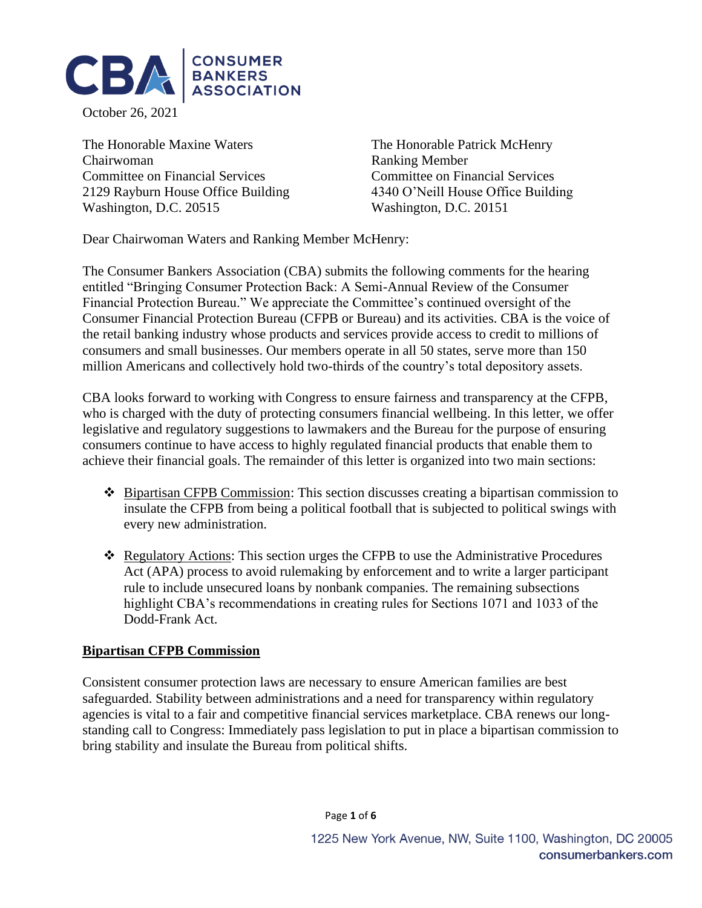October 26, 2021

The Honorable Maxine Waters
Chairwoman
Committee on Financial Services
2129 Rayburn House Office Building
Washington, D.C. 20515

The Honorable Patrick McHenry
Ranking Member
Committee on Financial Services
4340 O'Neill House Office Building
Washington, D.C. 20151

Dear Chairwoman Waters and Ranking Member McHenry:

The Consumer Bankers Association (CBA) submits the following comments for the hearing entitled "Bringing Consumer Protection Back: A Semi-Annual Review of the Consumer Financial Protection Bureau." We appreciate the Committee's continued oversight of the Consumer Financial Protection Bureau (CFPB or Bureau) and its activities. CBA is the voice of the retail banking industry whose products and services provide access to credit to millions of consumers and small businesses. Our members operate in all 50 states, serve more than 150 million Americans and collectively hold two-thirds of the country's total depository assets.

CBA looks forward to working with Congress to ensure fairness and transparency at the CFPB, who is charged with the duty of protecting consumers financial wellbeing. In this letter, we offer legislative and regulatory suggestions to lawmakers and the Bureau for the purpose of ensuring consumers continue to have access to highly regulated financial products that enable them to achieve their financial goals. The remainder of this letter is organized into two main sections:

- Bipartisan CFPB Commission: This section discusses creating a bipartisan commission to insulate the CFPB from being a political football that is subjected to political swings with every new administration.
- Regulatory Actions: This section urges the CFPB to use the Administrative Procedures Act (APA) process to avoid rulemaking by enforcement and to write a larger participant rule to include unsecured loans by nonbank companies. The remaining subsections highlight CBA's recommendations in creating rules for Sections 1071 and 1033 of the Dodd-Frank Act.

## Bipartisan CFPB Commission

Consistent consumer protection laws are necessary to ensure American families are best safeguarded. Stability between administrations and a need for transparency within regulatory agencies is vital to a fair and competitive financial services marketplace. CBA renews our long-standing call to Congress: Immediately pass legislation to put in place a bipartisan commission to bring stability and insulate the Bureau from political shifts.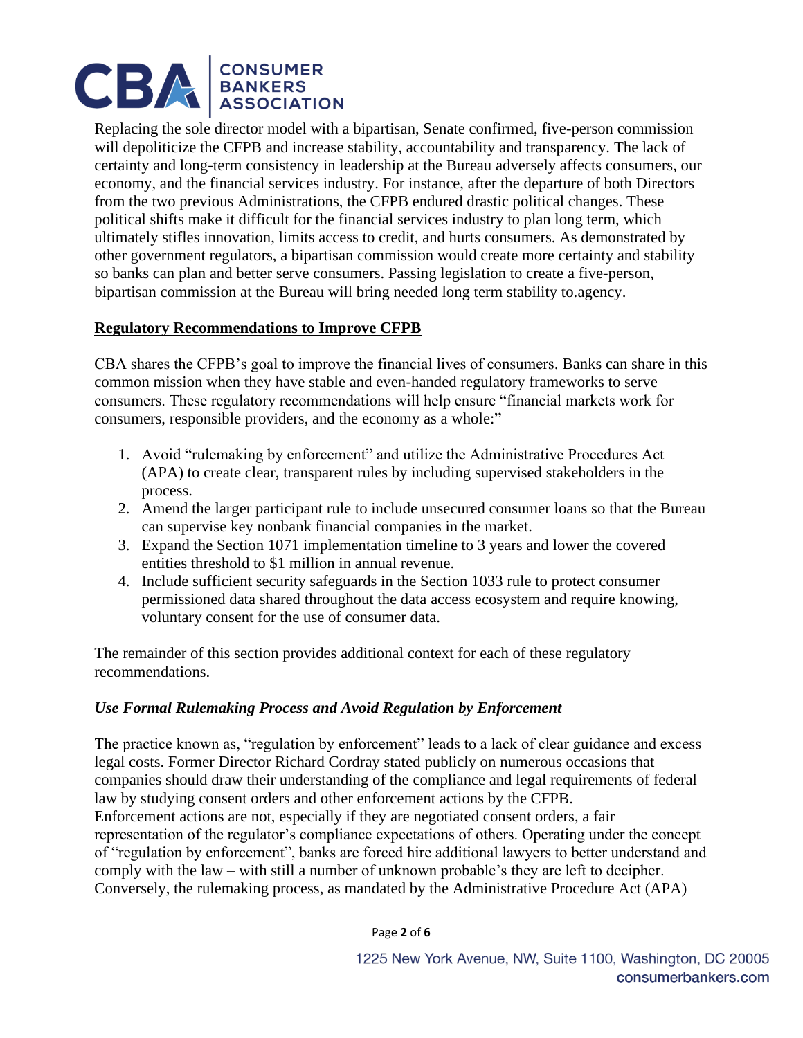Replacing the sole director model with a bipartisan, Senate confirmed, five-person commission will depoliticize the CFPB and increase stability, accountability and transparency. The lack of certainty and long-term consistency in leadership at the Bureau adversely affects consumers, our economy, and the financial services industry. For instance, after the departure of both Directors from the two previous Administrations, the CFPB endured drastic political changes. These political shifts make it difficult for the financial services industry to plan long term, which ultimately stifles innovation, limits access to credit, and hurts consumers. As demonstrated by other government regulators, a bipartisan commission would create more certainty and stability so banks can plan and better serve consumers. Passing legislation to create a five-person, bipartisan commission at the Bureau will bring needed long term stability to.agency.

## Regulatory Recommendations to Improve CFPB

CBA shares the CFPB's goal to improve the financial lives of consumers. Banks can share in this common mission when they have stable and even-handed regulatory frameworks to serve consumers. These regulatory recommendations will help ensure "financial markets work for consumers, responsible providers, and the economy as a whole:"

1. Avoid "rulemaking by enforcement" and utilize the Administrative Procedures Act (APA) to create clear, transparent rules by including supervised stakeholders in the process.
2. Amend the larger participant rule to include unsecured consumer loans so that the Bureau can supervise key nonbank financial companies in the market.
3. Expand the Section 1071 implementation timeline to 3 years and lower the covered entities threshold to $1 million in annual revenue.
4. Include sufficient security safeguards in the Section 1033 rule to protect consumer permissioned data shared throughout the data access ecosystem and require knowing, voluntary consent for the use of consumer data.

The remainder of this section provides additional context for each of these regulatory recommendations.

### *Use Formal Rulemaking Process and Avoid Regulation by Enforcement*

The practice known as, "regulation by enforcement" leads to a lack of clear guidance and excess legal costs. Former Director Richard Cordray stated publicly on numerous occasions that companies should draw their understanding of the compliance and legal requirements of federal law by studying consent orders and other enforcement actions by the CFPB.
Enforcement actions are not, especially if they are negotiated consent orders, a fair representation of the regulator's compliance expectations of others. Operating under the concept of "regulation by enforcement", banks are forced hire additional lawyers to better understand and comply with the law – with still a number of unknown probable's they are left to decipher. Conversely, the rulemaking process, as mandated by the Administrative Procedure Act (APA)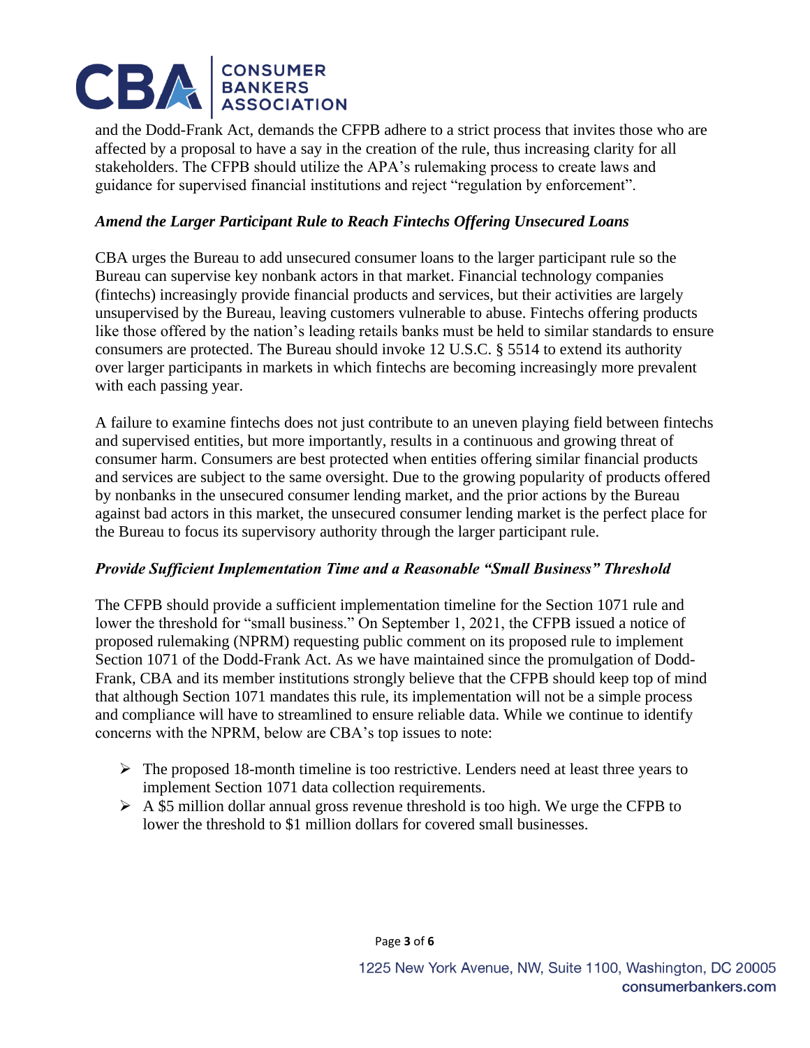and the Dodd-Frank Act, demands the CFPB adhere to a strict process that invites those who are affected by a proposal to have a say in the creation of the rule, thus increasing clarity for all stakeholders. The CFPB should utilize the APA's rulemaking process to create laws and guidance for supervised financial institutions and reject "regulation by enforcement".

### *Amend the Larger Participant Rule to Reach Fintechs Offering Unsecured Loans*

CBA urges the Bureau to add unsecured consumer loans to the larger participant rule so the Bureau can supervise key nonbank actors in that market. Financial technology companies (fintechs) increasingly provide financial products and services, but their activities are largely unsupervised by the Bureau, leaving customers vulnerable to abuse. Fintechs offering products like those offered by the nation's leading retails banks must be held to similar standards to ensure consumers are protected. The Bureau should invoke 12 U.S.C. § 5514 to extend its authority over larger participants in markets in which fintechs are becoming increasingly more prevalent with each passing year.

A failure to examine fintechs does not just contribute to an uneven playing field between fintechs and supervised entities, but more importantly, results in a continuous and growing threat of consumer harm. Consumers are best protected when entities offering similar financial products and services are subject to the same oversight. Due to the growing popularity of products offered by nonbanks in the unsecured consumer lending market, and the prior actions by the Bureau against bad actors in this market, the unsecured consumer lending market is the perfect place for the Bureau to focus its supervisory authority through the larger participant rule.

### *Provide Sufficient Implementation Time and a Reasonable "Small Business" Threshold*

The CFPB should provide a sufficient implementation timeline for the Section 1071 rule and lower the threshold for "small business." On September 1, 2021, the CFPB issued a notice of proposed rulemaking (NPRM) requesting public comment on its proposed rule to implement Section 1071 of the Dodd-Frank Act. As we have maintained since the promulgation of Dodd-Frank, CBA and its member institutions strongly believe that the CFPB should keep top of mind that although Section 1071 mandates this rule, its implementation will not be a simple process and compliance will have to streamlined to ensure reliable data. While we continue to identify concerns with the NPRM, below are CBA's top issues to note:

- The proposed 18-month timeline is too restrictive. Lenders need at least three years to implement Section 1071 data collection requirements.
- A $5 million dollar annual gross revenue threshold is too high. We urge the CFPB to lower the threshold to $1 million dollars for covered small businesses.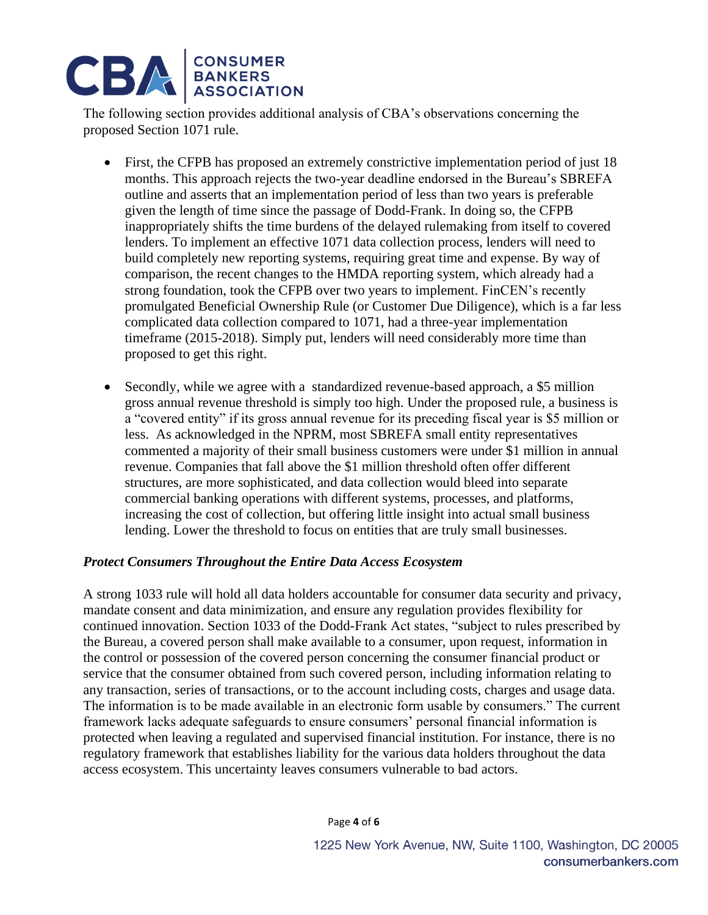The following section provides additional analysis of CBA's observations concerning the proposed Section 1071 rule.

- First, the CFPB has proposed an extremely constrictive implementation period of just 18 months. This approach rejects the two-year deadline endorsed in the Bureau's SBREFA outline and asserts that an implementation period of less than two years is preferable given the length of time since the passage of Dodd-Frank. In doing so, the CFPB inappropriately shifts the time burdens of the delayed rulemaking from itself to covered lenders. To implement an effective 1071 data collection process, lenders will need to build completely new reporting systems, requiring great time and expense. By way of comparison, the recent changes to the HMDA reporting system, which already had a strong foundation, took the CFPB over two years to implement. FinCEN's recently promulgated Beneficial Ownership Rule (or Customer Due Diligence), which is a far less complicated data collection compared to 1071, had a three-year implementation timeframe (2015-2018). Simply put, lenders will need considerably more time than proposed to get this right.

- Secondly, while we agree with a standardized revenue-based approach, a $5 million gross annual revenue threshold is simply too high. Under the proposed rule, a business is a "covered entity" if its gross annual revenue for its preceding fiscal year is $5 million or less. As acknowledged in the NPRM, most SBREFA small entity representatives commented a majority of their small business customers were under $1 million in annual revenue. Companies that fall above the $1 million threshold often offer different structures, are more sophisticated, and data collection would bleed into separate commercial banking operations with different systems, processes, and platforms, increasing the cost of collection, but offering little insight into actual small business lending. Lower the threshold to focus on entities that are truly small businesses.

***Protect Consumers Throughout the Entire Data Access Ecosystem***

A strong 1033 rule will hold all data holders accountable for consumer data security and privacy, mandate consent and data minimization, and ensure any regulation provides flexibility for continued innovation. Section 1033 of the Dodd-Frank Act states, "subject to rules prescribed by the Bureau, a covered person shall make available to a consumer, upon request, information in the control or possession of the covered person concerning the consumer financial product or service that the consumer obtained from such covered person, including information relating to any transaction, series of transactions, or to the account including costs, charges and usage data. The information is to be made available in an electronic form usable by consumers." The current framework lacks adequate safeguards to ensure consumers' personal financial information is protected when leaving a regulated and supervised financial institution. For instance, there is no regulatory framework that establishes liability for the various data holders throughout the data access ecosystem. This uncertainty leaves consumers vulnerable to bad actors.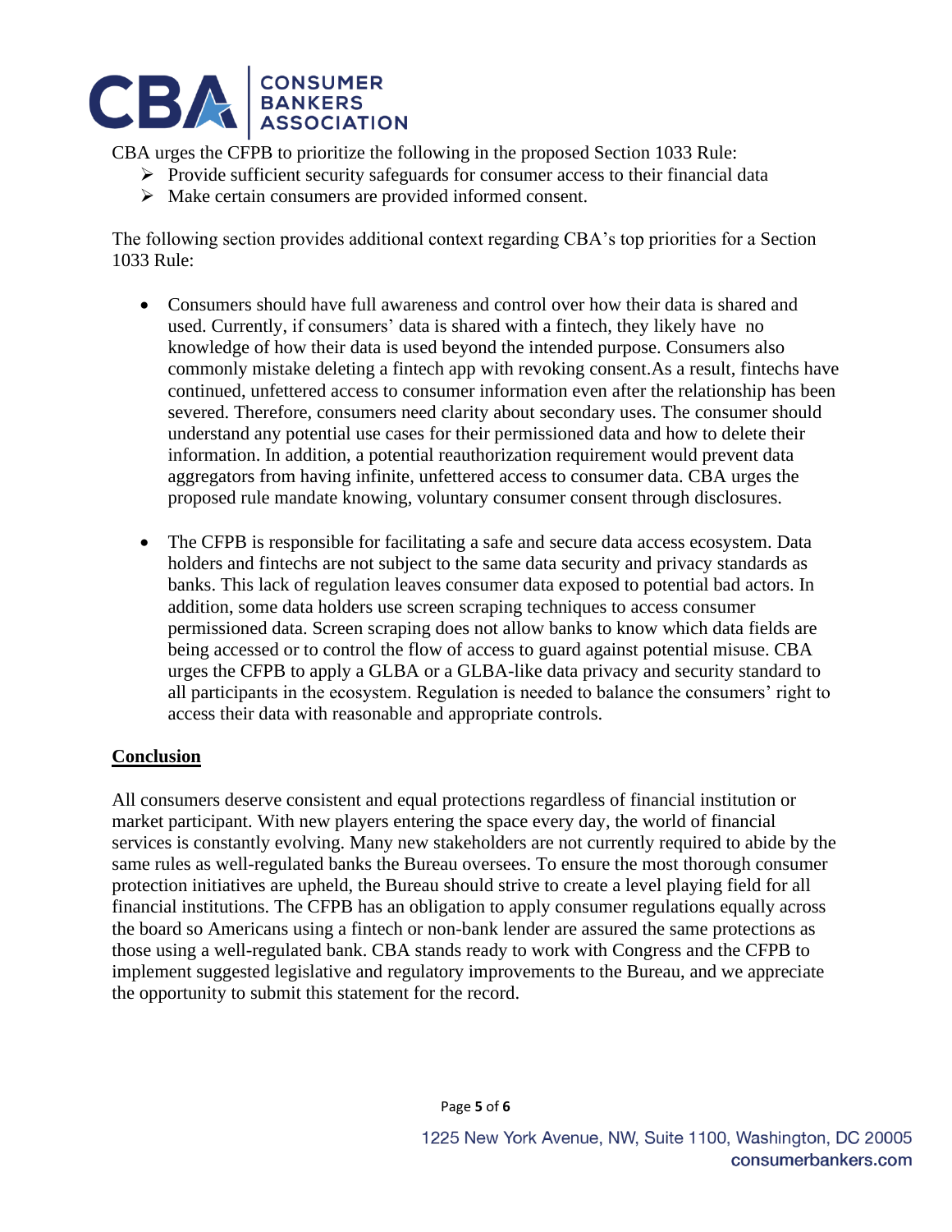CBA urges the CFPB to prioritize the following in the proposed Section 1033 Rule:

- Provide sufficient security safeguards for consumer access to their financial data
- Make certain consumers are provided informed consent.

The following section provides additional context regarding CBA's top priorities for a Section 1033 Rule:

- Consumers should have full awareness and control over how their data is shared and used. Currently, if consumers' data is shared with a fintech, they likely have no knowledge of how their data is used beyond the intended purpose. Consumers also commonly mistake deleting a fintech app with revoking consent.As a result, fintechs have continued, unfettered access to consumer information even after the relationship has been severed. Therefore, consumers need clarity about secondary uses. The consumer should understand any potential use cases for their permissioned data and how to delete their information. In addition, a potential reauthorization requirement would prevent data aggregators from having infinite, unfettered access to consumer data. CBA urges the proposed rule mandate knowing, voluntary consumer consent through disclosures.

- The CFPB is responsible for facilitating a safe and secure data access ecosystem. Data holders and fintechs are not subject to the same data security and privacy standards as banks. This lack of regulation leaves consumer data exposed to potential bad actors. In addition, some data holders use screen scraping techniques to access consumer permissioned data. Screen scraping does not allow banks to know which data fields are being accessed or to control the flow of access to guard against potential misuse. CBA urges the CFPB to apply a GLBA or a GLBA-like data privacy and security standard to all participants in the ecosystem. Regulation is needed to balance the consumers' right to access their data with reasonable and appropriate controls.

## Conclusion

All consumers deserve consistent and equal protections regardless of financial institution or market participant. With new players entering the space every day, the world of financial services is constantly evolving. Many new stakeholders are not currently required to abide by the same rules as well-regulated banks the Bureau oversees. To ensure the most thorough consumer protection initiatives are upheld, the Bureau should strive to create a level playing field for all financial institutions. The CFPB has an obligation to apply consumer regulations equally across the board so Americans using a fintech or non-bank lender are assured the same protections as those using a well-regulated bank. CBA stands ready to work with Congress and the CFPB to implement suggested legislative and regulatory improvements to the Bureau, and we appreciate the opportunity to submit this statement for the record.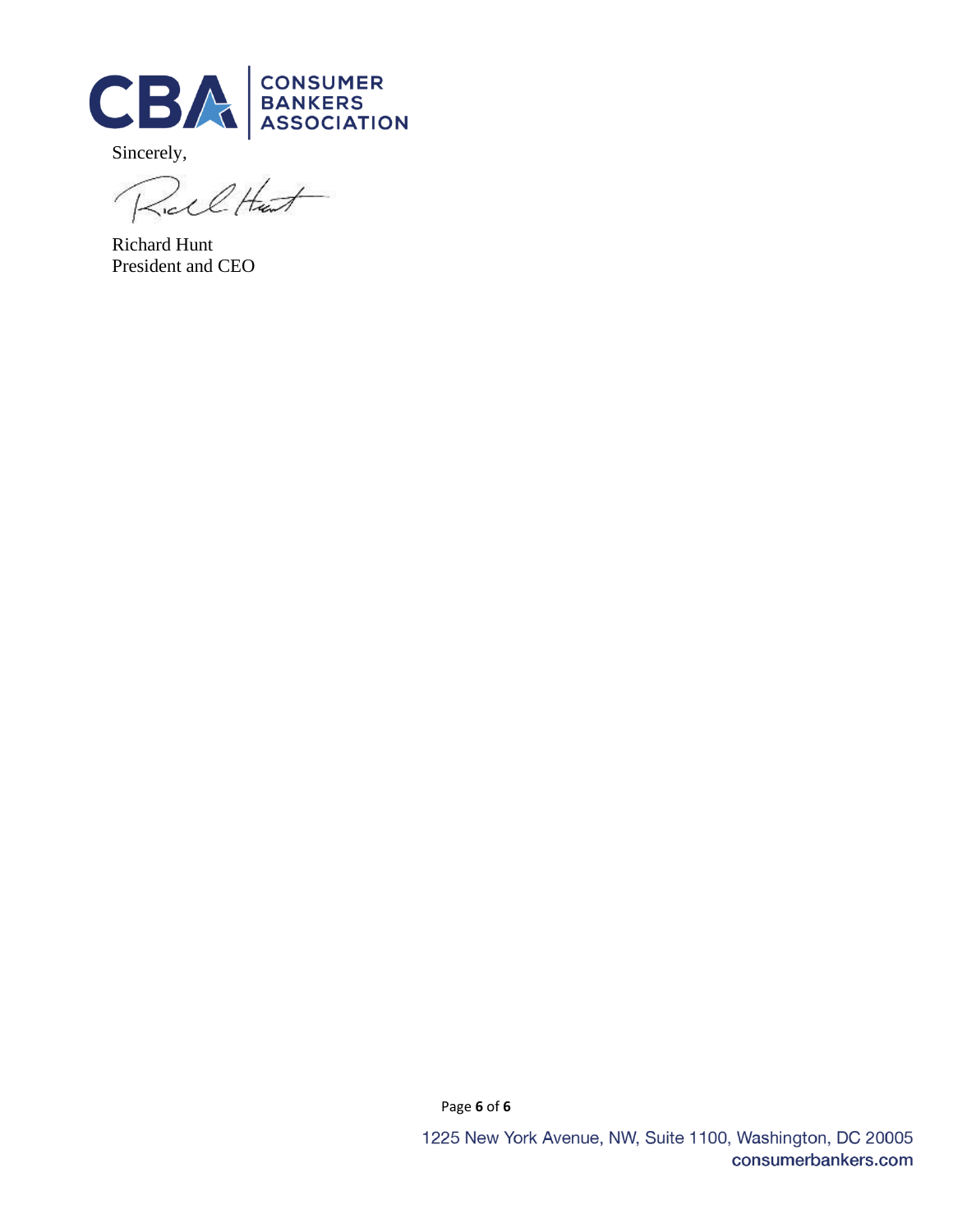Sincerely,

Richard Hunt
President and CEO